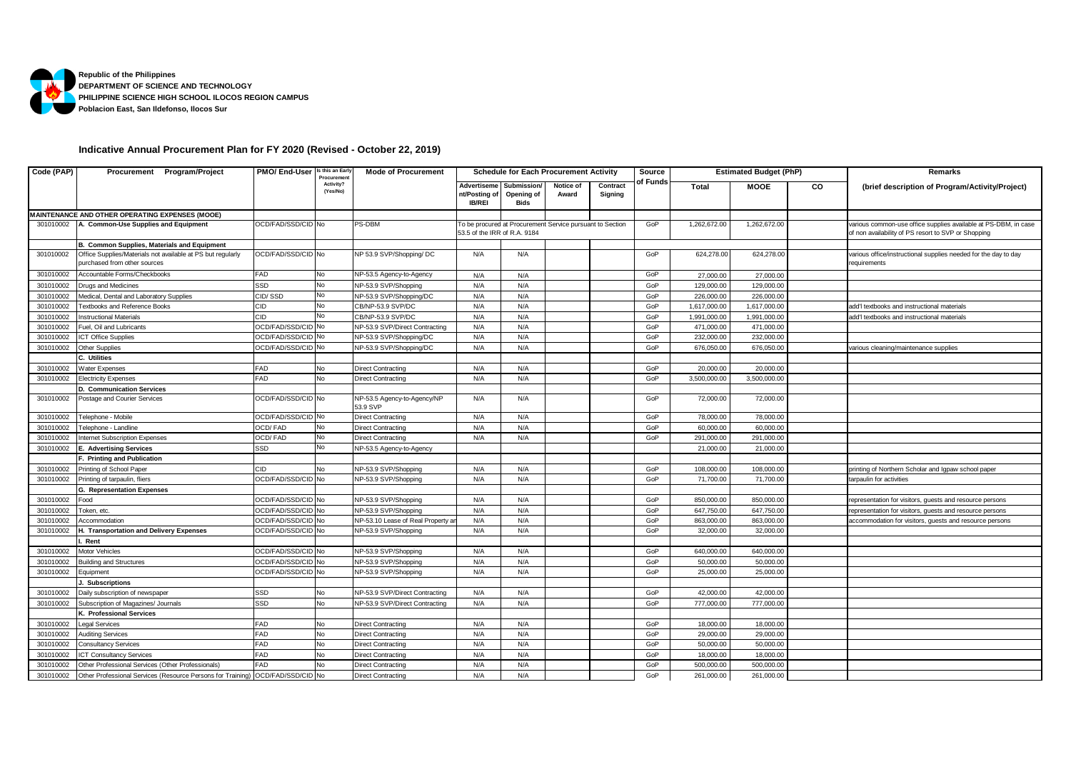**Republic of the Philippines**
**DEPARTMENT OF SCIENCE AND TECHNOLOGY**
**PHILIPPINE SCIENCE HIGH SCHOOL ILOCOS REGION CAMPUS**
**Poblacion East, San Ildefonso, Ilocos Sur**

## Indicative Annual Procurement Plan for FY 2020 (Revised - October 22, 2019)

| Code (PAP) | Procurement Program/Project | PMO/ End-User | Is this an Early Procurement Activity? (Yes/No) | Mode of Procurement | Schedule for Each Procurement Activity | | | | Source of Funds | Estimated Budget (PhP) | | | Remarks |
|---|---|---|---|---|---|---|---|---|---|---|---|---|---|
| | | | | | Advertisement/Posting of IB/REI | Submission/ Opening of Bids | Notice of Award | Contract Signing | | Total | MOOE | CO | (brief description of Program/Activity/Project) |
| **MAINTENANCE AND OTHER OPERATING EXPENSES (MOOE)** | | | | | | | | | | | | | |
| 301010002 | **A. Common-Use Supplies and Equipment** | OCD/FAD/SSD/CID | No | PS-DBM | To be procured at Procurement Service pursuant to Section 53.5 of the IRR of R.A. 9184 | | | | GoP | 1,262,672.00 | 1,262,672.00 | | various common-use office supplies available at PS-DBM, in case of non availability of PS resort to SVP or Shopping |
| | **B. Common Supplies, Materials and Equipment** | | | | | | | | | | | | |
| 301010002 | Office Supplies/Materials not available at PS but regularly purchased from other sources | OCD/FAD/SSD/CID | No | NP 53.9 SVP/Shopping/ DC | N/A | N/A | | | GoP | 624,278.00 | 624,278.00 | | various office/instructional supplies needed for the day to day requirements |
| 301010002 | Accountable Forms/Checkbooks | FAD | No | NP-53.5 Agency-to-Agency | N/A | N/A | | | GoP | 27,000.00 | 27,000.00 | | |
| 301010002 | Drugs and Medicines | SSD | No | NP-53.9 SVP/Shopping | N/A | N/A | | | GoP | 129,000.00 | 129,000.00 | | |
| 301010002 | Medical, Dental and Laboratory Supplies | CID/ SSD | No | NP-53.9 SVP/Shopping/DC | N/A | N/A | | | GoP | 226,000.00 | 226,000.00 | | |
| 301010002 | Textbooks and Reference Books | CID | No | CB/NP-53.9 SVP/DC | N/A | N/A | | | GoP | 1,617,000.00 | 1,617,000.00 | | add'l textbooks and instructional materials |
| 301010002 | Instructional Materials | CID | No | CB/NP-53.9 SVP/DC | N/A | N/A | | | GoP | 1,991,000.00 | 1,991,000.00 | | add'l textbooks and instructional materials |
| 301010002 | Fuel, Oil and Lubricants | OCD/FAD/SSD/CID | No | NP-53.9 SVP/Direct Contracting | N/A | N/A | | | GoP | 471,000.00 | 471,000.00 | | |
| 301010002 | ICT Office Supplies | OCD/FAD/SSD/CID | No | NP-53.9 SVP/Shopping/DC | N/A | N/A | | | GoP | 232,000.00 | 232,000.00 | | |
| 301010002 | Other Supplies | OCD/FAD/SSD/CID | No | NP-53.9 SVP/Shopping/DC | N/A | N/A | | | GoP | 676,050.00 | 676,050.00 | | various cleaning/maintenance supplies |
| | **C. Utilities** | | | | | | | | | | | | |
| 301010002 | Water Expenses | FAD | No | Direct Contracting | N/A | N/A | | | GoP | 20,000.00 | 20,000.00 | | |
| 301010002 | Electricity Expenses | FAD | No | Direct Contracting | N/A | N/A | | | GoP | 3,500,000.00 | 3,500,000.00 | | |
| | **D. Communication Services** | | | | | | | | | | | | |
| 301010002 | Postage and Courier Services | OCD/FAD/SSD/CID | No | NP-53.5 Agency-to-Agency/NP 53.9 SVP | N/A | N/A | | | GoP | 72,000.00 | 72,000.00 | | |
| 301010002 | Telephone - Mobile | OCD/FAD/SSD/CID | No | Direct Contracting | N/A | N/A | | | GoP | 78,000.00 | 78,000.00 | | |
| 301010002 | Telephone - Landline | OCD/ FAD | No | Direct Contracting | N/A | N/A | | | GoP | 60,000.00 | 60,000.00 | | |
| 301010002 | Internet Subscription Expenses | OCD/ FAD | No | Direct Contracting | N/A | N/A | | | GoP | 291,000.00 | 291,000.00 | | |
| 301010002 | **E. Advertising Services** | SSD | No | NP-53.5 Agency-to-Agency | | | | | | 21,000.00 | 21,000.00 | | |
| | **F. Printing and Publication** | | | | | | | | | | | | |
| 301010002 | Printing of School Paper | CID | No | NP-53.9 SVP/Shopping | N/A | N/A | | | GoP | 108,000.00 | 108,000.00 | | printing of Northern Scholar and Igpaw school paper |
| 301010002 | Printing of tarpaulin, fliers | OCD/FAD/SSD/CID | No | NP-53.9 SVP/Shopping | N/A | N/A | | | GoP | 71,700.00 | 71,700.00 | | tarpaulin for activities |
| | **G. Representation Expenses** | | | | | | | | | | | | |
| 301010002 | Food | OCD/FAD/SSD/CID | No | NP-53.9 SVP/Shopping | N/A | N/A | | | GoP | 850,000.00 | 850,000.00 | | representation for visitors, guests and resource persons |
| 301010002 | Token, etc. | OCD/FAD/SSD/CID | No | NP-53.9 SVP/Shopping | N/A | N/A | | | GoP | 647,750.00 | 647,750.00 | | representation for visitors, guests and resource persons |
| 301010002 | Accommodation | OCD/FAD/SSD/CID | No | NP-53.10 Lease of Real Property ar | N/A | N/A | | | GoP | 863,000.00 | 863,000.00 | | accommodation for visitors, guests and resource persons |
| 301010002 | **H. Transportation and Delivery Expenses** | OCD/FAD/SSD/CID | No | NP-53.9 SVP/Shopping | N/A | N/A | | | GoP | 32,000.00 | 32,000.00 | | |
| | **I. Rent** | | | | | | | | | | | | |
| 301010002 | Motor Vehicles | OCD/FAD/SSD/CID | No | NP-53.9 SVP/Shopping | N/A | N/A | | | GoP | 640,000.00 | 640,000.00 | | |
| 301010002 | Building and Structures | OCD/FAD/SSD/CID | No | NP-53.9 SVP/Shopping | N/A | N/A | | | GoP | 50,000.00 | 50,000.00 | | |
| 301010002 | Equipment | OCD/FAD/SSD/CID | No | NP-53.9 SVP/Shopping | N/A | N/A | | | GoP | 25,000.00 | 25,000.00 | | |
| | **J. Subscriptions** | | | | | | | | | | | | |
| 301010002 | Daily subscription of newspaper | SSD | No | NP-53.9 SVP/Direct Contracting | N/A | N/A | | | GoP | 42,000.00 | 42,000.00 | | |
| 301010002 | Subscription of Magazines/ Journals | SSD | No | NP-53.9 SVP/Direct Contracting | N/A | N/A | | | GoP | 777,000.00 | 777,000.00 | | |
| | **K. Professional Services** | | | | | | | | | | | | |
| 301010002 | Legal Services | FAD | No | Direct Contracting | N/A | N/A | | | GoP | 18,000.00 | 18,000.00 | | |
| 301010002 | Auditing Services | FAD | No | Direct Contracting | N/A | N/A | | | GoP | 29,000.00 | 29,000.00 | | |
| 301010002 | Consultancy Services | FAD | No | Direct Contracting | N/A | N/A | | | GoP | 50,000.00 | 50,000.00 | | |
| 301010002 | ICT Consultancy Services | FAD | No | Direct Contracting | N/A | N/A | | | GoP | 18,000.00 | 18,000.00 | | |
| 301010002 | Other Professional Services (Other Professionals) | FAD | No | Direct Contracting | N/A | N/A | | | GoP | 500,000.00 | 500,000.00 | | |
| 301010002 | Other Professional Services (Resource Persons for Training) | OCD/FAD/SSD/CID | No | Direct Contracting | N/A | N/A | | | GoP | 261,000.00 | 261,000.00 | | |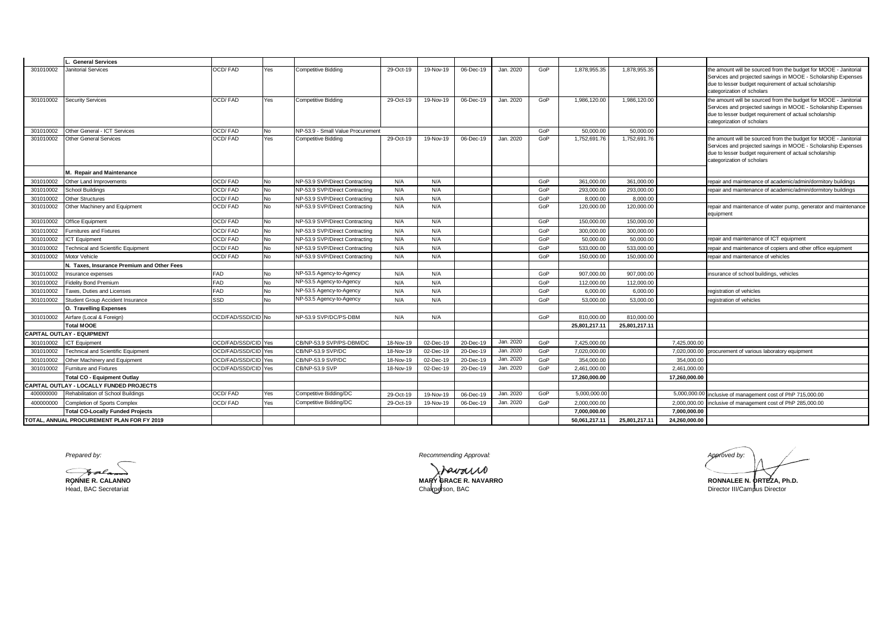| | | | | | | | | | | | | | |
|---|---|---|---|---|---|---|---|---|---|---|---|---|---|
| | L. General Services | | | | | | | | | | | | |
| 301010002 | Janitorial Services | OCD/ FAD | Yes | Competitive Bidding | 29-Oct-19 | 19-Nov-19 | 06-Dec-19 | Jan. 2020 | GoP | 1,878,955.35 | 1,878,955.35 | | the amount will be sourced from the budget for MOOE - Janitorial Services and projected savings in MOOE - Scholarship Expenses due to lesser budget requirement of actual scholarship categorization of scholars |
| 301010002 | Security Services | OCD/ FAD | Yes | Competitive Bidding | 29-Oct-19 | 19-Nov-19 | 06-Dec-19 | Jan. 2020 | GoP | 1,986,120.00 | 1,986,120.00 | | the amount will be sourced from the budget for MOOE - Janitorial Services and projected savings in MOOE - Scholarship Expenses due to lesser budget requirement of actual scholarship categorization of scholars |
| 301010002 | Other General - ICT Services | OCD/ FAD | No | NP-53.9 - Small Value Procurement | | | | | GoP | 50,000.00 | 50,000.00 | | |
| 301010002 | Other General Services | OCD/ FAD | Yes | Competitive Bidding | 29-Oct-19 | 19-Nov-19 | 06-Dec-19 | Jan. 2020 | GoP | 1,752,691.76 | 1,752,691.76 | | the amount will be sourced from the budget for MOOE - Janitorial Services and projected savings in MOOE - Scholarship Expenses due to lesser budget requirement of actual scholarship categorization of scholars |
| | M. Repair and Maintenance | | | | | | | | | | | | |
| 301010002 | Other Land Improvements | OCD/ FAD | No | NP-53.9 SVP/Direct Contracting | N/A | N/A | | | GoP | 361,000.00 | 361,000.00 | | repair and maintenance of academic/admin/dormitory buildings |
| 301010002 | School Buildings | OCD/ FAD | No | NP-53.9 SVP/Direct Contracting | N/A | N/A | | | GoP | 293,000.00 | 293,000.00 | | repair and maintenance of academic/admin/dormitory buildings |
| 301010002 | Other Structures | OCD/ FAD | No | NP-53.9 SVP/Direct Contracting | N/A | N/A | | | GoP | 8,000.00 | 8,000.00 | | |
| 301010002 | Other Machinery and Equipment | OCD/ FAD | No | NP-53.9 SVP/Direct Contracting | N/A | N/A | | | GoP | 120,000.00 | 120,000.00 | | repair and maintenance of water pump, generator and maintenance equipment |
| 301010002 | Office Equipment | OCD/ FAD | No | NP-53.9 SVP/Direct Contracting | N/A | N/A | | | GoP | 150,000.00 | 150,000.00 | | |
| 301010002 | Furnitures and Fixtures | OCD/ FAD | No | NP-53.9 SVP/Direct Contracting | N/A | N/A | | | GoP | 300,000.00 | 300,000.00 | | |
| 301010002 | ICT Equipment | OCD/ FAD | No | NP-53.9 SVP/Direct Contracting | N/A | N/A | | | GoP | 50,000.00 | 50,000.00 | | repair and maintenance of ICT equipment |
| 301010002 | Technical and Scientific Equipment | OCD/ FAD | No | NP-53.9 SVP/Direct Contracting | N/A | N/A | | | GoP | 533,000.00 | 533,000.00 | | repair and maintenance of copiers and other office equipment |
| 301010002 | Motor Vehicle | OCD/ FAD | No | NP-53.9 SVP/Direct Contracting | N/A | N/A | | | GoP | 150,000.00 | 150,000.00 | | repair and maintenance of vehicles |
| | N. Taxes, Insurance Premium and Other Fees | | | | | | | | | | | | |
| 301010002 | Insurance expenses | FAD | No | NP-53.5 Agency-to-Agency | N/A | N/A | | | GoP | 907,000.00 | 907,000.00 | | insurance of school buildings, vehicles |
| 301010002 | Fidelity Bond Premium | FAD | No | NP-53.5 Agency-to-Agency | N/A | N/A | | | GoP | 112,000.00 | 112,000.00 | | |
| 301010002 | Taxes, Duties and Licenses | FAD | No | NP-53.5 Agency-to-Agency | N/A | N/A | | | GoP | 6,000.00 | 6,000.00 | | registration of vehicles |
| 301010002 | Student Group Accident Insurance | SSD | No | NP-53.5 Agency-to-Agency | N/A | N/A | | | GoP | 53,000.00 | 53,000.00 | | registration of vehicles |
| | O. Travelling Expenses | | | | | | | | | | | | |
| 301010002 | Airfare (Local & Foreign) | OCD/FAD/SSD/CID | No | NP-53.9 SVP/DC/PS-DBM | N/A | N/A | | | GoP | 810,000.00 | 810,000.00 | | |
| | Total MOOE | | | | | | | | | 25,801,217.11 | 25,801,217.11 | | |
| CAPITAL OUTLAY - EQUIPMENT | | | | | | | | | | | | | |
| 301010002 | ICT Equipment | OCD/FAD/SSD/CID | Yes | CB/NP-53.9 SVP/PS-DBM/DC | 18-Nov-19 | 02-Dec-19 | 20-Dec-19 | Jan. 2020 | GoP | 7,425,000.00 | | 7,425,000.00 | |
| 301010002 | Technical and Scientific Equipment | OCD/FAD/SSD/CID | Yes | CB/NP-53.9 SVP/DC | 18-Nov-19 | 02-Dec-19 | 20-Dec-19 | Jan. 2020 | GoP | 7,020,000.00 | | 7,020,000.00 | procurement of various laboratory equipment |
| 301010002 | Other Machinery and Equipment | OCD/FAD/SSD/CID | Yes | CB/NP-53.9 SVP/DC | 18-Nov-19 | 02-Dec-19 | 20-Dec-19 | Jan. 2020 | GoP | 354,000.00 | | 354,000.00 | |
| 301010002 | Furniture and Fixtures | OCD/FAD/SSD/CID | Yes | CB/NP-53.9 SVP | 18-Nov-19 | 02-Dec-19 | 20-Dec-19 | Jan. 2020 | GoP | 2,461,000.00 | | 2,461,000.00 | |
| | Total CO - Equipment Outlay | | | | | | | | | 17,260,000.00 | | 17,260,000.00 | |
| CAPITAL OUTLAY - LOCALLY FUNDED PROJECTS | | | | | | | | | | | | | |
| 400000000 | Rehabilitation of School Buildings | OCD/ FAD | Yes | Competitive Bidding/DC | 29-Oct-19 | 19-Nov-19 | 06-Dec-19 | Jan. 2020 | GoP | 5,000,000.00 | | 5,000,000.00 | inclusive of management cost of PhP 715,000.00 |
| 400000000 | Completion of Sports Complex | OCD/ FAD | Yes | Competitive Bidding/DC | 29-Oct-19 | 19-Nov-19 | 06-Dec-19 | Jan. 2020 | GoP | 2,000,000.00 | | 2,000,000.00 | inclusive of management cost of PhP 285,000.00 |
| | Total CO-Locally Funded Projects | | | | | | | | | 7,000,000.00 | | 7,000,000.00 | |
| TOTAL, ANNUAL PROCUREMENT PLAN FOR FY 2019 | | | | | | | | | | 50,061,217.11 | 25,801,217.11 | 24,260,000.00 | |

*Prepared by:*

**RONNIE R. CALANNO**
Head, BAC Secretariat

*Recommending Approval:*

**MARY GRACE R. NAVARRO**
Chairperson, BAC

*Approved by:*

**RONNALEE N. ORTEZA, Ph.D.**
Director III/Campus Director